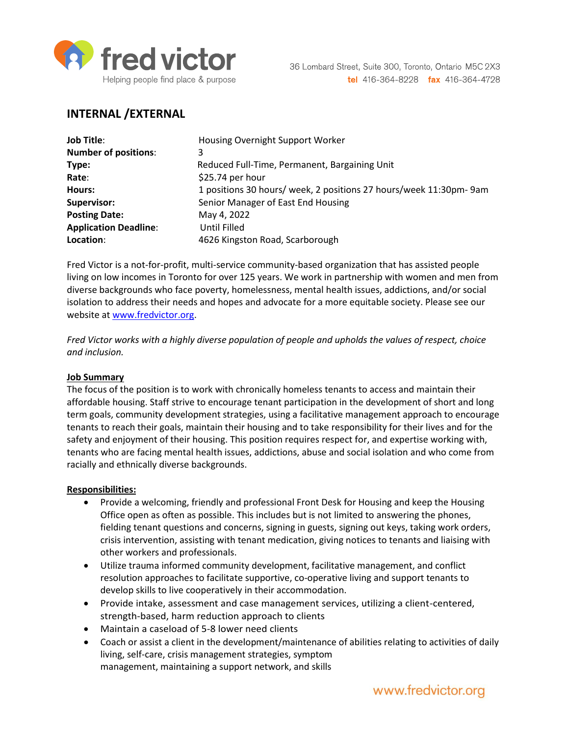fred victor
Helping people find place & purpose

36 Lombard Street, Suite 300, Toronto, Ontario M5C 2X3
**tel** 416-364-8228 **fax** 416-364-4728

## INTERNAL /EXTERNAL

| | |
|---|---|
| **Job Title**: | Housing Overnight Support Worker |
| **Number of positions**: | 3 |
| **Type:** | Reduced Full-Time, Permanent, Bargaining Unit |
| **Rate**: | $25.74 per hour |
| **Hours:** | 1 positions 30 hours/ week, 2 positions 27 hours/week 11:30pm- 9am |
| **Supervisor:** | Senior Manager of East End Housing |
| **Posting Date:** | May 4, 2022 |
| **Application Deadline**: | Until Filled |
| **Location**: | 4626 Kingston Road, Scarborough |

Fred Victor is a not-for-profit, multi-service community-based organization that has assisted people living on low incomes in Toronto for over 125 years. We work in partnership with women and men from diverse backgrounds who face poverty, homelessness, mental health issues, addictions, and/or social isolation to address their needs and hopes and advocate for a more equitable society. Please see our website at www.fredvictor.org.

*Fred Victor works with a highly diverse population of people and upholds the values of respect, choice and inclusion.*

**Job Summary**

The focus of the position is to work with chronically homeless tenants to access and maintain their affordable housing. Staff strive to encourage tenant participation in the development of short and long term goals, community development strategies, using a facilitative management approach to encourage tenants to reach their goals, maintain their housing and to take responsibility for their lives and for the safety and enjoyment of their housing. This position requires respect for, and expertise working with, tenants who are facing mental health issues, addictions, abuse and social isolation and who come from racially and ethnically diverse backgrounds.

**Responsibilities:**

- Provide a welcoming, friendly and professional Front Desk for Housing and keep the Housing Office open as often as possible. This includes but is not limited to answering the phones, fielding tenant questions and concerns, signing in guests, signing out keys, taking work orders, crisis intervention, assisting with tenant medication, giving notices to tenants and liaising with other workers and professionals.
- Utilize trauma informed community development, facilitative management, and conflict resolution approaches to facilitate supportive, co-operative living and support tenants to develop skills to live cooperatively in their accommodation.
- Provide intake, assessment and case management services, utilizing a client-centered, strength-based, harm reduction approach to clients
- Maintain a caseload of 5-8 lower need clients
- Coach or assist a client in the development/maintenance of abilities relating to activities of daily living, self-care, crisis management strategies, symptom management, maintaining a support network, and skills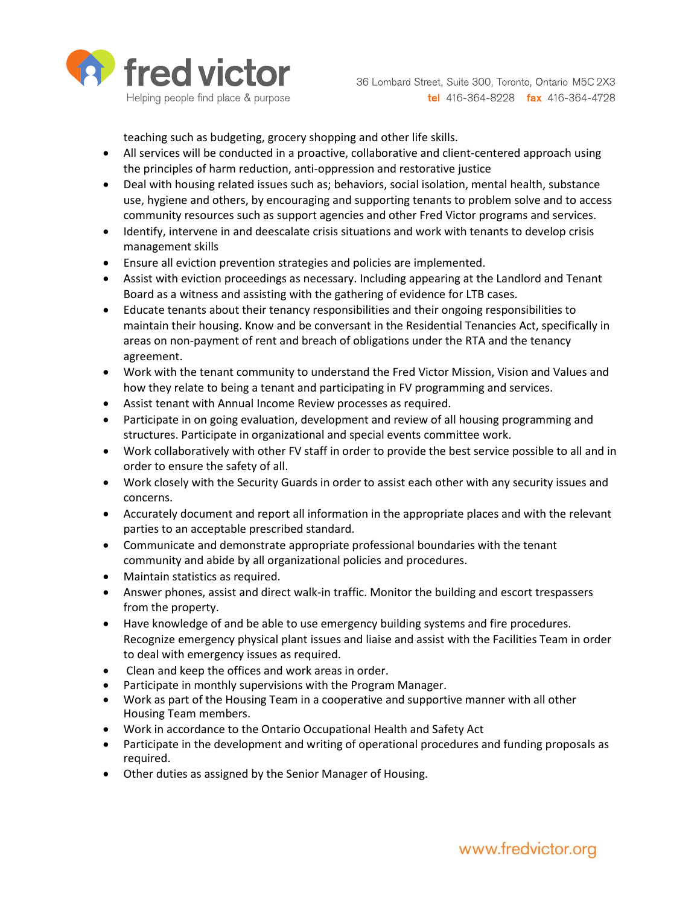teaching such as budgeting, grocery shopping and other life skills.

- All services will be conducted in a proactive, collaborative and client-centered approach using the principles of harm reduction, anti-oppression and restorative justice
- Deal with housing related issues such as; behaviors, social isolation, mental health, substance use, hygiene and others, by encouraging and supporting tenants to problem solve and to access community resources such as support agencies and other Fred Victor programs and services.
- Identify, intervene in and deescalate crisis situations and work with tenants to develop crisis management skills
- Ensure all eviction prevention strategies and policies are implemented.
- Assist with eviction proceedings as necessary. Including appearing at the Landlord and Tenant Board as a witness and assisting with the gathering of evidence for LTB cases.
- Educate tenants about their tenancy responsibilities and their ongoing responsibilities to maintain their housing. Know and be conversant in the Residential Tenancies Act, specifically in areas on non-payment of rent and breach of obligations under the RTA and the tenancy agreement.
- Work with the tenant community to understand the Fred Victor Mission, Vision and Values and how they relate to being a tenant and participating in FV programming and services.
- Assist tenant with Annual Income Review processes as required.
- Participate in on going evaluation, development and review of all housing programming and structures. Participate in organizational and special events committee work.
- Work collaboratively with other FV staff in order to provide the best service possible to all and in order to ensure the safety of all.
- Work closely with the Security Guards in order to assist each other with any security issues and concerns.
- Accurately document and report all information in the appropriate places and with the relevant parties to an acceptable prescribed standard.
- Communicate and demonstrate appropriate professional boundaries with the tenant community and abide by all organizational policies and procedures.
- Maintain statistics as required.
- Answer phones, assist and direct walk-in traffic. Monitor the building and escort trespassers from the property.
- Have knowledge of and be able to use emergency building systems and fire procedures. Recognize emergency physical plant issues and liaise and assist with the Facilities Team in order to deal with emergency issues as required.
- Clean and keep the offices and work areas in order.
- Participate in monthly supervisions with the Program Manager.
- Work as part of the Housing Team in a cooperative and supportive manner with all other Housing Team members.
- Work in accordance to the Ontario Occupational Health and Safety Act
- Participate in the development and writing of operational procedures and funding proposals as required.
- Other duties as assigned by the Senior Manager of Housing.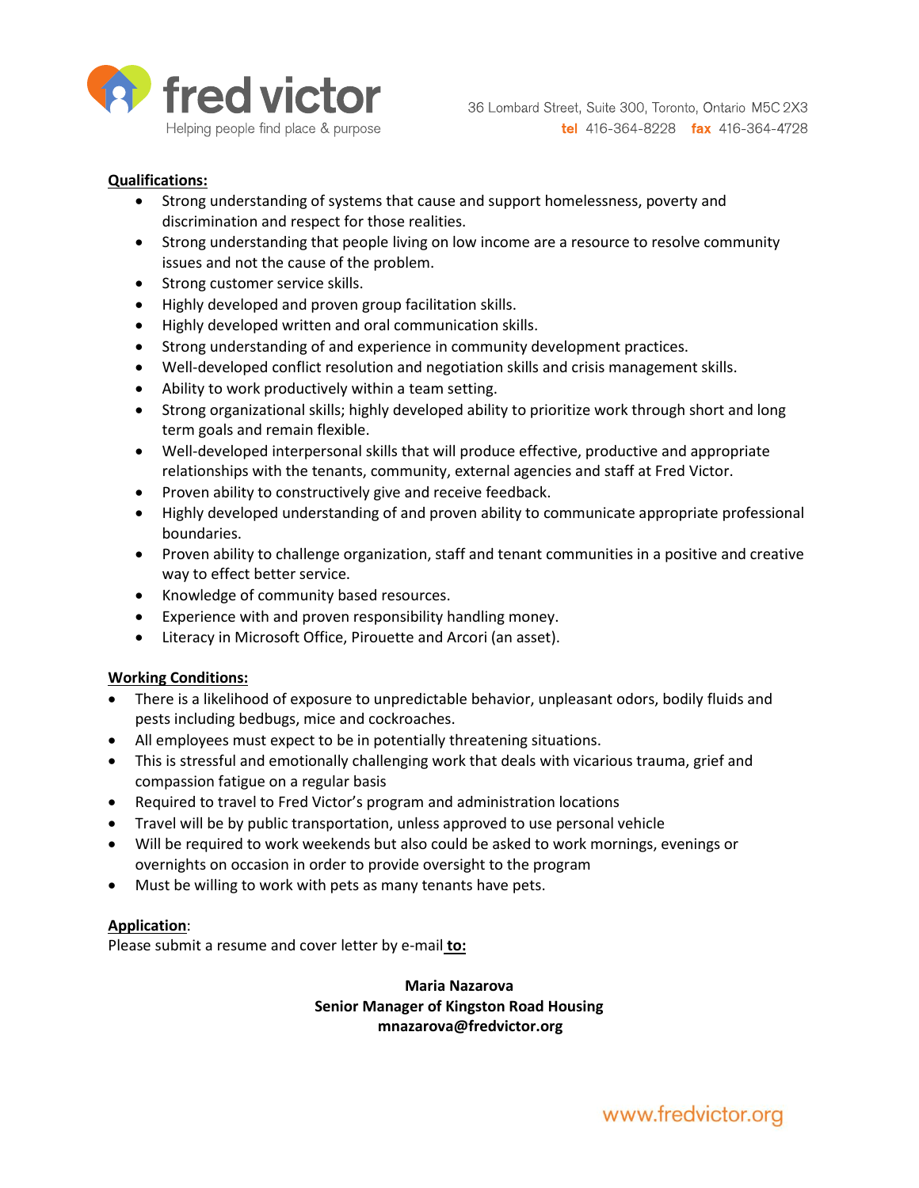**Qualifications:**

- Strong understanding of systems that cause and support homelessness, poverty and discrimination and respect for those realities.
- Strong understanding that people living on low income are a resource to resolve community issues and not the cause of the problem.
- Strong customer service skills.
- Highly developed and proven group facilitation skills.
- Highly developed written and oral communication skills.
- Strong understanding of and experience in community development practices.
- Well-developed conflict resolution and negotiation skills and crisis management skills.
- Ability to work productively within a team setting.
- Strong organizational skills; highly developed ability to prioritize work through short and long term goals and remain flexible.
- Well-developed interpersonal skills that will produce effective, productive and appropriate relationships with the tenants, community, external agencies and staff at Fred Victor.
- Proven ability to constructively give and receive feedback.
- Highly developed understanding of and proven ability to communicate appropriate professional boundaries.
- Proven ability to challenge organization, staff and tenant communities in a positive and creative way to effect better service.
- Knowledge of community based resources.
- Experience with and proven responsibility handling money.
- Literacy in Microsoft Office, Pirouette and Arcori (an asset).

**Working Conditions:**

- There is a likelihood of exposure to unpredictable behavior, unpleasant odors, bodily fluids and pests including bedbugs, mice and cockroaches.
- All employees must expect to be in potentially threatening situations.
- This is stressful and emotionally challenging work that deals with vicarious trauma, grief and compassion fatigue on a regular basis
- Required to travel to Fred Victor's program and administration locations
- Travel will be by public transportation, unless approved to use personal vehicle
- Will be required to work weekends but also could be asked to work mornings, evenings or overnights on occasion in order to provide oversight to the program
- Must be willing to work with pets as many tenants have pets.

**Application**:

Please submit a resume and cover letter by e-mail **to:**

**Maria Nazarova**
**Senior Manager of Kingston Road Housing**
**mnazarova@fredvictor.org**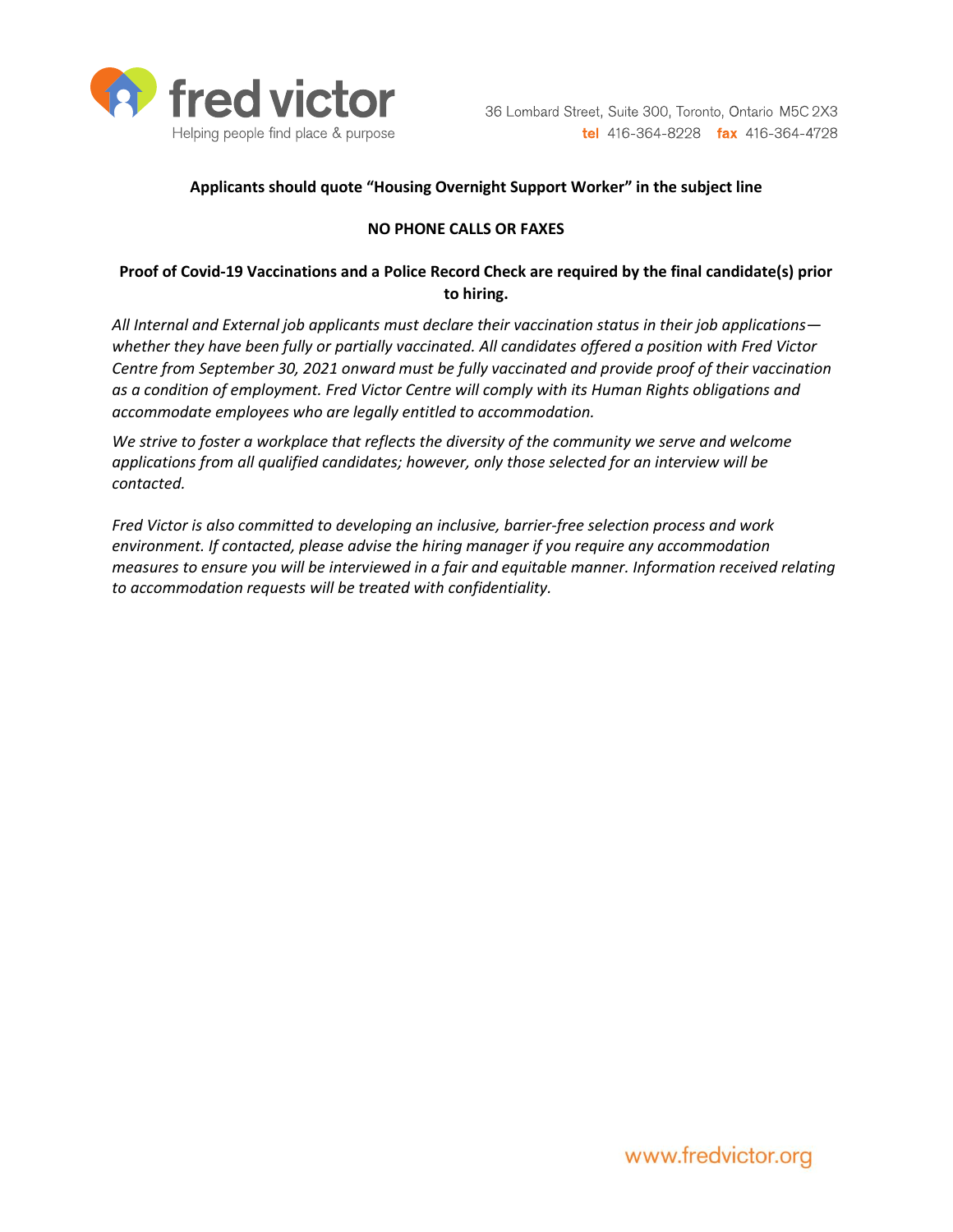**Applicants should quote "Housing Overnight Support Worker" in the subject line**

**NO PHONE CALLS OR FAXES**

**Proof of Covid-19 Vaccinations and a Police Record Check are required by the final candidate(s) prior to hiring.**

*All Internal and External job applicants must declare their vaccination status in their job applications—whether they have been fully or partially vaccinated. All candidates offered a position with Fred Victor Centre from September 30, 2021 onward must be fully vaccinated and provide proof of their vaccination as a condition of employment. Fred Victor Centre will comply with its Human Rights obligations and accommodate employees who are legally entitled to accommodation.*

*We strive to foster a workplace that reflects the diversity of the community we serve and welcome applications from all qualified candidates; however, only those selected for an interview will be contacted.*

*Fred Victor is also committed to developing an inclusive, barrier-free selection process and work environment. If contacted, please advise the hiring manager if you require any accommodation measures to ensure you will be interviewed in a fair and equitable manner. Information received relating to accommodation requests will be treated with confidentiality.*